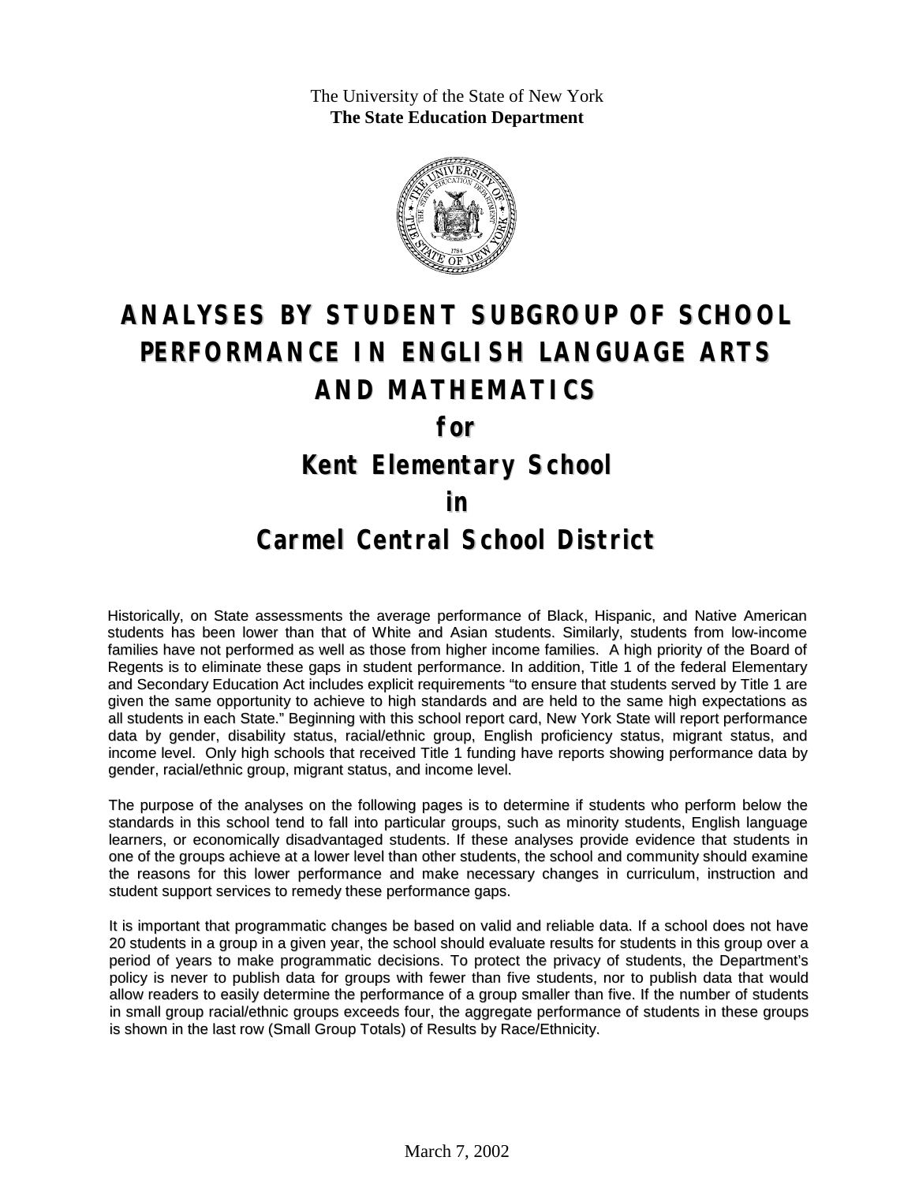The University of the State of New York
**The State Education Department**

# ANALYSES BY STUDENT SUBGROUP OF SCHOOL PERFORMANCE IN ENGLISH LANGUAGE ARTS AND MATHEMATICS

## for

## Kent Elementary School

## in

## Carmel Central School District

Historically, on State assessments the average performance of Black, Hispanic, and Native American students has been lower than that of White and Asian students. Similarly, students from low-income families have not performed as well as those from higher income families. A high priority of the Board of Regents is to eliminate these gaps in student performance. In addition, Title 1 of the federal Elementary and Secondary Education Act includes explicit requirements "to ensure that students served by Title 1 are given the same opportunity to achieve to high standards and are held to the same high expectations as all students in each State." Beginning with this school report card, New York State will report performance data by gender, disability status, racial/ethnic group, English proficiency status, migrant status, and income level. Only high schools that received Title 1 funding have reports showing performance data by gender, racial/ethnic group, migrant status, and income level.

The purpose of the analyses on the following pages is to determine if students who perform below the standards in this school tend to fall into particular groups, such as minority students, English language learners, or economically disadvantaged students. If these analyses provide evidence that students in one of the groups achieve at a lower level than other students, the school and community should examine the reasons for this lower performance and make necessary changes in curriculum, instruction and student support services to remedy these performance gaps.

It is important that programmatic changes be based on valid and reliable data. If a school does not have 20 students in a group in a given year, the school should evaluate results for students in this group over a period of years to make programmatic decisions. To protect the privacy of students, the Department's policy is never to publish data for groups with fewer than five students, nor to publish data that would allow readers to easily determine the performance of a group smaller than five. If the number of students in small group racial/ethnic groups exceeds four, the aggregate performance of students in these groups is shown in the last row (Small Group Totals) of Results by Race/Ethnicity.

March 7, 2002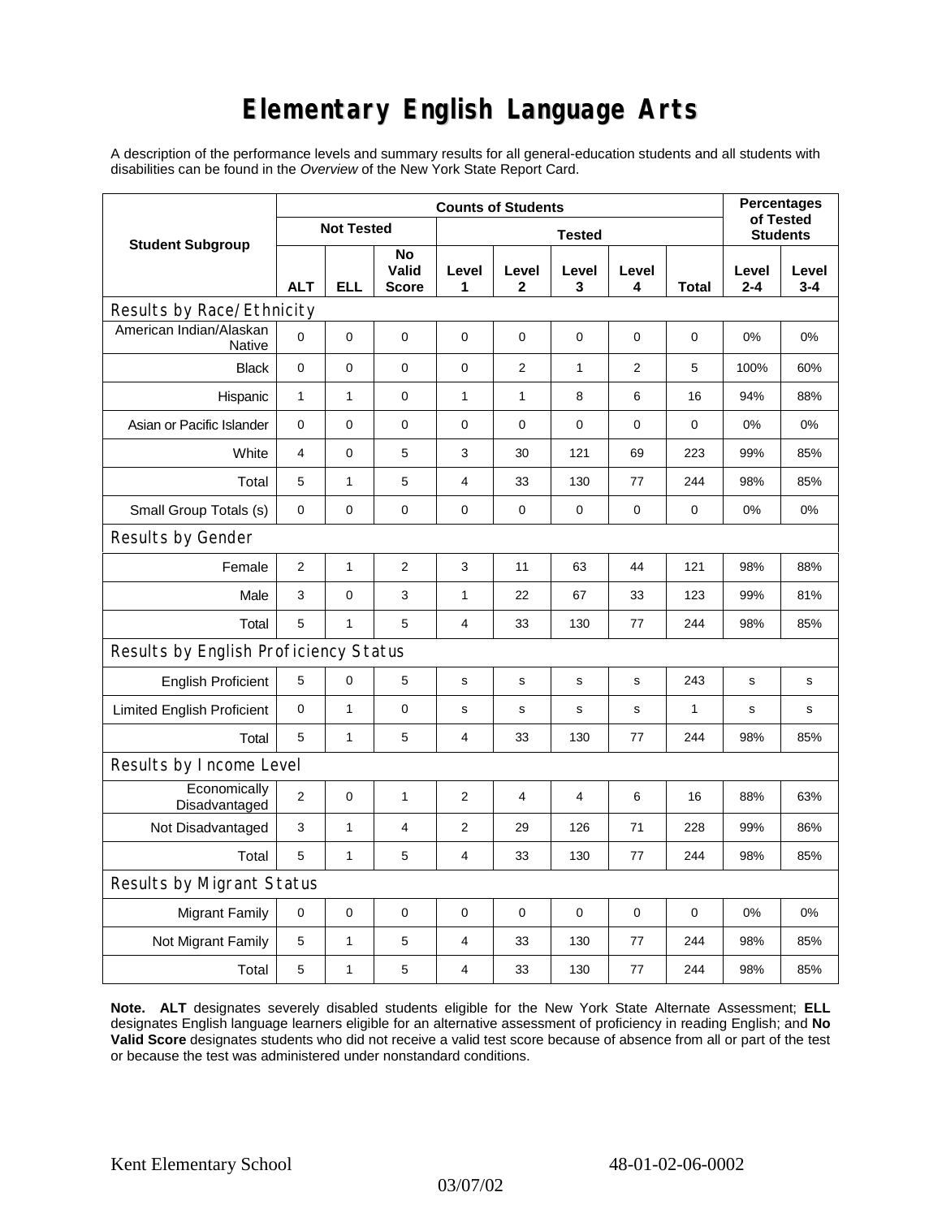# Elementary English Language Arts

A description of the performance levels and summary results for all general-education students and all students with disabilities can be found in the *Overview* of the New York State Report Card.

| Student Subgroup | Counts of Students | | | | | | | | Percentages of Tested Students | |
|---|---|---|---|---|---|---|---|---|---|---|
| | Not Tested | | | Tested | | | | | | |
| | ALT | ELL | No Valid Score | Level 1 | Level 2 | Level 3 | Level 4 | Total | Level 2-4 | Level 3-4 |
| **Results by Race/Ethnicity** | | | | | | | | | | |
| American Indian/Alaskan Native | 0 | 0 | 0 | 0 | 0 | 0 | 0 | 0 | 0% | 0% |
| Black | 0 | 0 | 0 | 0 | 2 | 1 | 2 | 5 | 100% | 60% |
| Hispanic | 1 | 1 | 0 | 1 | 1 | 8 | 6 | 16 | 94% | 88% |
| Asian or Pacific Islander | 0 | 0 | 0 | 0 | 0 | 0 | 0 | 0 | 0% | 0% |
| White | 4 | 0 | 5 | 3 | 30 | 121 | 69 | 223 | 99% | 85% |
| Total | 5 | 1 | 5 | 4 | 33 | 130 | 77 | 244 | 98% | 85% |
| Small Group Totals (s) | 0 | 0 | 0 | 0 | 0 | 0 | 0 | 0 | 0% | 0% |
| **Results by Gender** | | | | | | | | | | |
| Female | 2 | 1 | 2 | 3 | 11 | 63 | 44 | 121 | 98% | 88% |
| Male | 3 | 0 | 3 | 1 | 22 | 67 | 33 | 123 | 99% | 81% |
| Total | 5 | 1 | 5 | 4 | 33 | 130 | 77 | 244 | 98% | 85% |
| **Results by English Proficiency Status** | | | | | | | | | | |
| English Proficient | 5 | 0 | 5 | s | s | s | s | 243 | s | s |
| Limited English Proficient | 0 | 1 | 0 | s | s | s | s | 1 | s | s |
| Total | 5 | 1 | 5 | 4 | 33 | 130 | 77 | 244 | 98% | 85% |
| **Results by Income Level** | | | | | | | | | | |
| Economically Disadvantaged | 2 | 0 | 1 | 2 | 4 | 4 | 6 | 16 | 88% | 63% |
| Not Disadvantaged | 3 | 1 | 4 | 2 | 29 | 126 | 71 | 228 | 99% | 86% |
| Total | 5 | 1 | 5 | 4 | 33 | 130 | 77 | 244 | 98% | 85% |
| **Results by Migrant Status** | | | | | | | | | | |
| Migrant Family | 0 | 0 | 0 | 0 | 0 | 0 | 0 | 0 | 0% | 0% |
| Not Migrant Family | 5 | 1 | 5 | 4 | 33 | 130 | 77 | 244 | 98% | 85% |
| Total | 5 | 1 | 5 | 4 | 33 | 130 | 77 | 244 | 98% | 85% |

**Note. ALT** designates severely disabled students eligible for the New York State Alternate Assessment; **ELL** designates English language learners eligible for an alternative assessment of proficiency in reading English; and **No Valid Score** designates students who did not receive a valid test score because of absence from all or part of the test or because the test was administered under nonstandard conditions.

Kent Elementary School 48-01-02-06-0002

03/07/02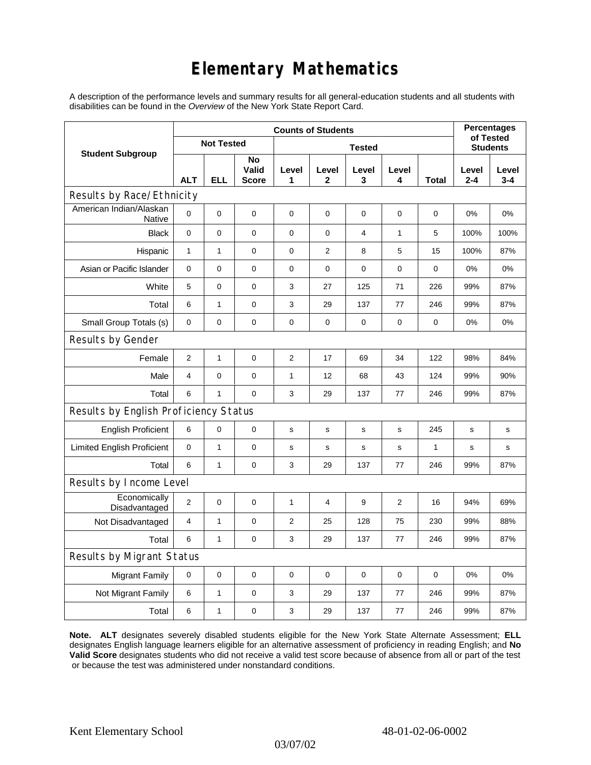# Elementary Mathematics

A description of the performance levels and summary results for all general-education students and all students with disabilities can be found in the *Overview* of the New York State Report Card.

| Student Subgroup | Counts of Students | | | | | | | | Percentages of Tested Students | |
|---|---|---|---|---|---|---|---|---|---|---|
| | Not Tested | | | Tested | | | | | | |
| | ALT | ELL | No Valid Score | Level 1 | Level 2 | Level 3 | Level 4 | Total | Level 2-4 | Level 3-4 |
| **Results by Race/Ethnicity** | | | | | | | | | | |
| American Indian/Alaskan Native | 0 | 0 | 0 | 0 | 0 | 0 | 0 | 0 | 0% | 0% |
| Black | 0 | 0 | 0 | 0 | 0 | 4 | 1 | 5 | 100% | 100% |
| Hispanic | 1 | 1 | 0 | 0 | 2 | 8 | 5 | 15 | 100% | 87% |
| Asian or Pacific Islander | 0 | 0 | 0 | 0 | 0 | 0 | 0 | 0 | 0% | 0% |
| White | 5 | 0 | 0 | 3 | 27 | 125 | 71 | 226 | 99% | 87% |
| Total | 6 | 1 | 0 | 3 | 29 | 137 | 77 | 246 | 99% | 87% |
| Small Group Totals (s) | 0 | 0 | 0 | 0 | 0 | 0 | 0 | 0 | 0% | 0% |
| **Results by Gender** | | | | | | | | | | |
| Female | 2 | 1 | 0 | 2 | 17 | 69 | 34 | 122 | 98% | 84% |
| Male | 4 | 0 | 0 | 1 | 12 | 68 | 43 | 124 | 99% | 90% |
| Total | 6 | 1 | 0 | 3 | 29 | 137 | 77 | 246 | 99% | 87% |
| **Results by English Proficiency Status** | | | | | | | | | | |
| English Proficient | 6 | 0 | 0 | s | s | s | s | 245 | s | s |
| Limited English Proficient | 0 | 1 | 0 | s | s | s | s | 1 | s | s |
| Total | 6 | 1 | 0 | 3 | 29 | 137 | 77 | 246 | 99% | 87% |
| **Results by Income Level** | | | | | | | | | | |
| Economically Disadvantaged | 2 | 0 | 0 | 1 | 4 | 9 | 2 | 16 | 94% | 69% |
| Not Disadvantaged | 4 | 1 | 0 | 2 | 25 | 128 | 75 | 230 | 99% | 88% |
| Total | 6 | 1 | 0 | 3 | 29 | 137 | 77 | 246 | 99% | 87% |
| **Results by Migrant Status** | | | | | | | | | | |
| Migrant Family | 0 | 0 | 0 | 0 | 0 | 0 | 0 | 0 | 0% | 0% |
| Not Migrant Family | 6 | 1 | 0 | 3 | 29 | 137 | 77 | 246 | 99% | 87% |
| Total | 6 | 1 | 0 | 3 | 29 | 137 | 77 | 246 | 99% | 87% |

**Note. ALT** designates severely disabled students eligible for the New York State Alternate Assessment; **ELL** designates English language learners eligible for an alternative assessment of proficiency in reading English; and **No Valid Score** designates students who did not receive a valid test score because of absence from all or part of the test or because the test was administered under nonstandard conditions.

Kent Elementary School 48-01-02-06-0002

03/07/02